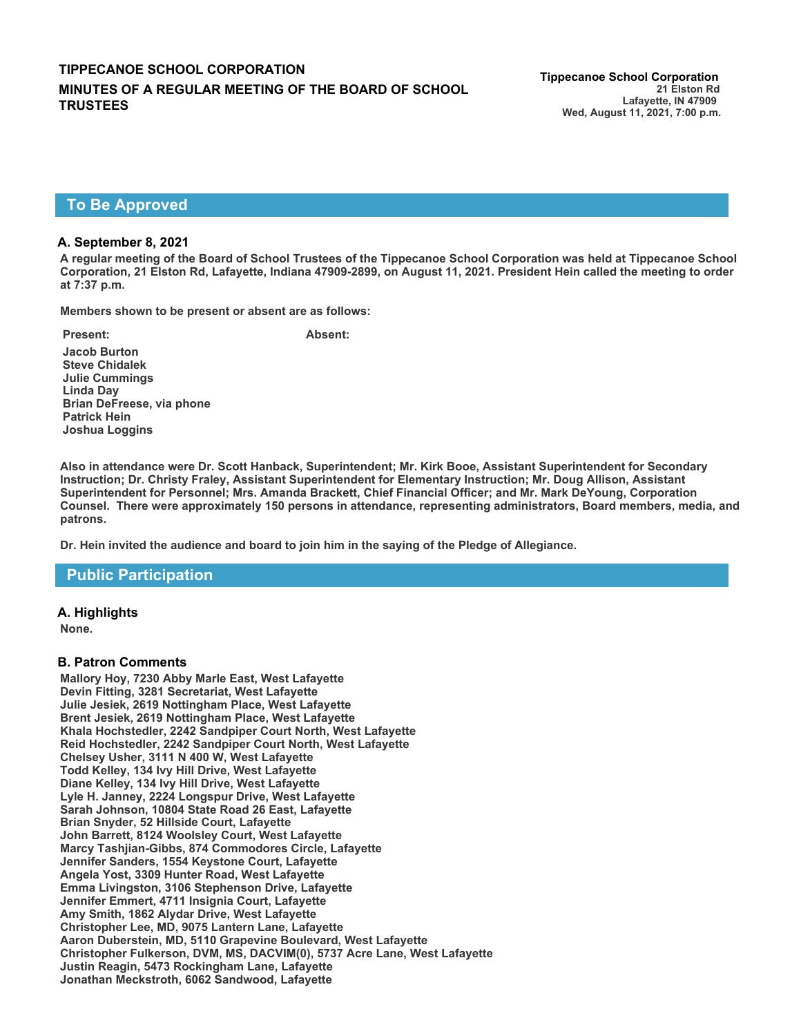# TIPPECANOE SCHOOL CORPORATION

# MINUTES OF A REGULAR MEETING OF THE BOARD OF SCHOOL TRUSTEES

**Tippecanoe School Corporation**
21 Elston Rd
Lafayette, IN 47909
Wed, August 11, 2021, 7:00 p.m.

## To Be Approved

### A. September 8, 2021

**A regular meeting of the Board of School Trustees of the Tippecanoe School Corporation was held at Tippecanoe School Corporation, 21 Elston Rd, Lafayette, Indiana 47909-2899, on August 11, 2021. President Hein called the meeting to order at 7:37 p.m.**

**Members shown to be present or absent are as follows:**

| Present: | Absent: |
| --- | --- |
| Jacob Burton<br>Steve Chidalek<br>Julie Cummings<br>Linda Day<br>Brian DeFreese, via phone<br>Patrick Hein<br>Joshua Loggins | |

**Also in attendance were Dr. Scott Hanback, Superintendent; Mr. Kirk Booe, Assistant Superintendent for Secondary Instruction; Dr. Christy Fraley, Assistant Superintendent for Elementary Instruction; Mr. Doug Allison, Assistant Superintendent for Personnel; Mrs. Amanda Brackett, Chief Financial Officer; and Mr. Mark DeYoung, Corporation Counsel. There were approximately 150 persons in attendance, representing administrators, Board members, media, and patrons.**

**Dr. Hein invited the audience and board to join him in the saying of the Pledge of Allegiance.**

## Public Participation

### A. Highlights

None.

### B. Patron Comments

Mallory Hoy, 7230 Abby Marle East, West Lafayette
Devin Fitting, 3281 Secretariat, West Lafayette
Julie Jesiek, 2619 Nottingham Place, West Lafayette
Brent Jesiek, 2619 Nottingham Place, West Lafayette
Khala Hochstedler, 2242 Sandpiper Court North, West Lafayette
Reid Hochstedler, 2242 Sandpiper Court North, West Lafayette
Chelsey Usher, 3111 N 400 W, West Lafayette
Todd Kelley, 134 Ivy Hill Drive, West Lafayette
Diane Kelley, 134 Ivy Hill Drive, West Lafayette
Lyle H. Janney, 2224 Longspur Drive, West Lafayette
Sarah Johnson, 10804 State Road 26 East, Lafayette
Brian Snyder, 52 Hillside Court, Lafayette
John Barrett, 8124 Woolsley Court, West Lafayette
Marcy Tashjian-Gibbs, 874 Commodores Circle, Lafayette
Jennifer Sanders, 1554 Keystone Court, Lafayette
Angela Yost, 3309 Hunter Road, West Lafayette
Emma Livingston, 3106 Stephenson Drive, Lafayette
Jennifer Emmert, 4711 Insignia Court, Lafayette
Amy Smith, 1862 Alydar Drive, West Lafayette
Christopher Lee, MD, 9075 Lantern Lane, Lafayette
Aaron Duberstein, MD, 5110 Grapevine Boulevard, West Lafayette
Christopher Fulkerson, DVM, MS, DACVIM(0), 5737 Acre Lane, West Lafayette
Justin Reagin, 5473 Rockingham Lane, Lafayette
Jonathan Meckstroth, 6062 Sandwood, Lafayette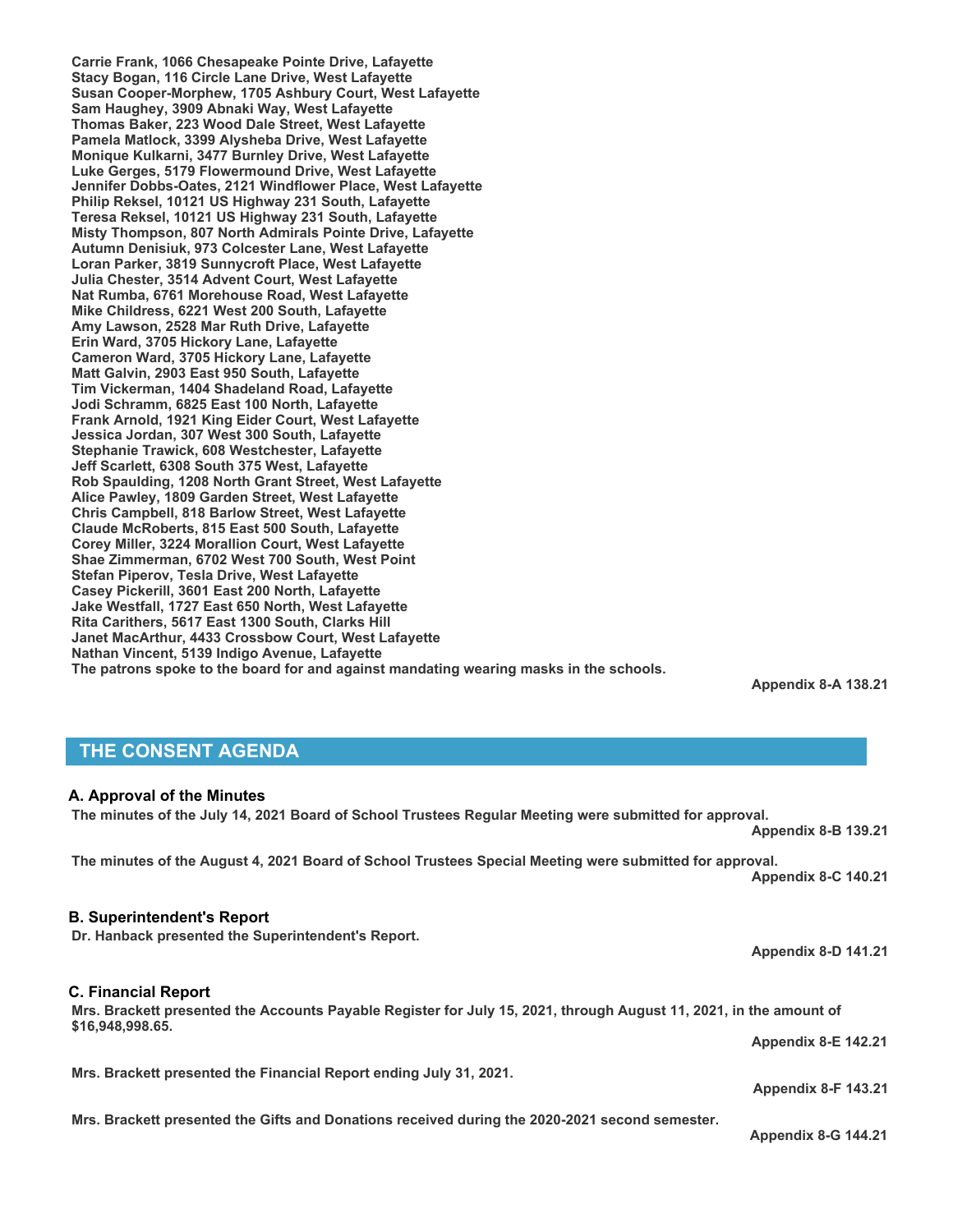**Carrie Frank, 1066 Chesapeake Pointe Drive, Lafayette**
**Stacy Bogan, 116 Circle Lane Drive, West Lafayette**
**Susan Cooper-Morphew, 1705 Ashbury Court, West Lafayette**
**Sam Haughey, 3909 Abnaki Way, West Lafayette**
**Thomas Baker, 223 Wood Dale Street, West Lafayette**
**Pamela Matlock, 3399 Alysheba Drive, West Lafayette**
**Monique Kulkarni, 3477 Burnley Drive, West Lafayette**
**Luke Gerges, 5179 Flowermound Drive, West Lafayette**
**Jennifer Dobbs-Oates, 2121 Windflower Place, West Lafayette**
**Philip Reksel, 10121 US Highway 231 South, Lafayette**
**Teresa Reksel, 10121 US Highway 231 South, Lafayette**
**Misty Thompson, 807 North Admirals Pointe Drive, Lafayette**
**Autumn Denisiuk, 973 Colcester Lane, West Lafayette**
**Loran Parker, 3819 Sunnycroft Place, West Lafayette**
**Julia Chester, 3514 Advent Court, West Lafayette**
**Nat Rumba, 6761 Morehouse Road, West Lafayette**
**Mike Childress, 6221 West 200 South, Lafayette**
**Amy Lawson, 2528 Mar Ruth Drive, Lafayette**
**Erin Ward, 3705 Hickory Lane, Lafayette**
**Cameron Ward, 3705 Hickory Lane, Lafayette**
**Matt Galvin, 2903 East 950 South, Lafayette**
**Tim Vickerman, 1404 Shadeland Road, Lafayette**
**Jodi Schramm, 6825 East 100 North, Lafayette**
**Frank Arnold, 1921 King Eider Court, West Lafayette**
**Jessica Jordan, 307 West 300 South, Lafayette**
**Stephanie Trawick, 608 Westchester, Lafayette**
**Jeff Scarlett, 6308 South 375 West, Lafayette**
**Rob Spaulding, 1208 North Grant Street, West Lafayette**
**Alice Pawley, 1809 Garden Street, West Lafayette**
**Chris Campbell, 818 Barlow Street, West Lafayette**
**Claude McRoberts, 815 East 500 South, Lafayette**
**Corey Miller, 3224 Morallion Court, West Lafayette**
**Shae Zimmerman, 6702 West 700 South, West Point**
**Stefan Piperov, Tesla Drive, West Lafayette**
**Casey Pickerill, 3601 East 200 North, Lafayette**
**Jake Westfall, 1727 East 650 North, West Lafayette**
**Rita Carithers, 5617 East 1300 South, Clarks Hill**
**Janet MacArthur, 4433 Crossbow Court, West Lafayette**
**Nathan Vincent, 5139 Indigo Avenue, Lafayette**
**The patrons spoke to the board for and against mandating wearing masks in the schools.**

**Appendix 8-A 138.21**

## THE CONSENT AGENDA

### A. Approval of the Minutes

**The minutes of the July 14, 2021 Board of School Trustees Regular Meeting were submitted for approval.**

**Appendix 8-B 139.21**

**The minutes of the August 4, 2021 Board of School Trustees Special Meeting were submitted for approval.**

**Appendix 8-C 140.21**

### B. Superintendent's Report

**Dr. Hanback presented the Superintendent's Report.**

**Appendix 8-D 141.21**

### C. Financial Report

**Mrs. Brackett presented the Accounts Payable Register for July 15, 2021, through August 11, 2021, in the amount of $16,948,998.65.**

**Appendix 8-E 142.21**

**Mrs. Brackett presented the Financial Report ending July 31, 2021.**

**Appendix 8-F 143.21**

**Mrs. Brackett presented the Gifts and Donations received during the 2020-2021 second semester.**

**Appendix 8-G 144.21**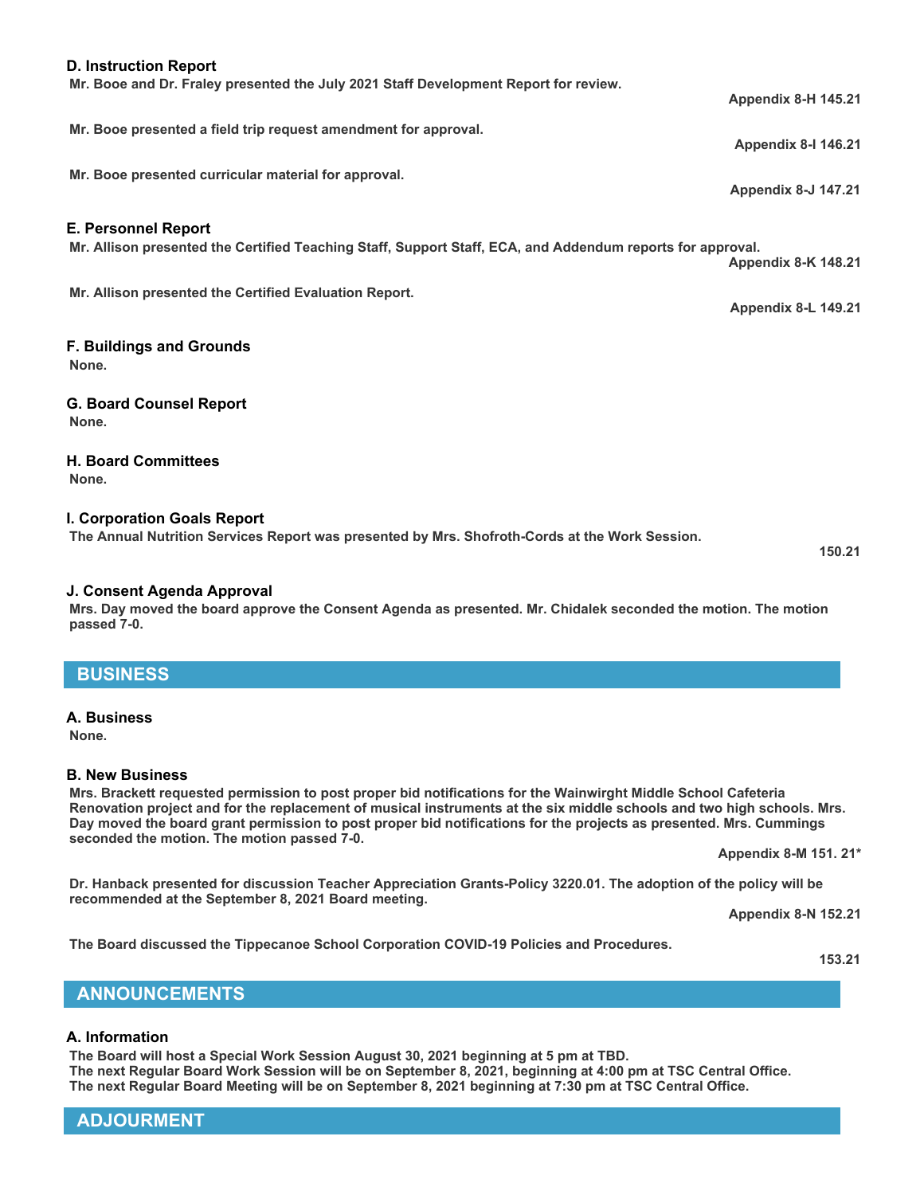### D. Instruction Report

**Mr. Booe and Dr. Fraley presented the July 2021 Staff Development Report for review.**

**Appendix 8-H 145.21**

**Mr. Booe presented a field trip request amendment for approval.**

**Appendix 8-I 146.21**

**Mr. Booe presented curricular material for approval.**

**Appendix 8-J 147.21**

### E. Personnel Report

**Mr. Allison presented the Certified Teaching Staff, Support Staff, ECA, and Addendum reports for approval.**

**Appendix 8-K 148.21**

**Mr. Allison presented the Certified Evaluation Report.**

**Appendix 8-L 149.21**

### F. Buildings and Grounds

**None.**

### G. Board Counsel Report

**None.**

### H. Board Committees

**None.**

### I. Corporation Goals Report

**The Annual Nutrition Services Report was presented by Mrs. Shofroth-Cords at the Work Session.**

**150.21**

### J. Consent Agenda Approval

**Mrs. Day moved the board approve the Consent Agenda as presented. Mr. Chidalek seconded the motion. The motion passed 7-0.**

## BUSINESS

### A. Business

**None.**

### B. New Business

**Mrs. Brackett requested permission to post proper bid notifications for the Wainwirght Middle School Cafeteria Renovation project and for the replacement of musical instruments at the six middle schools and two high schools. Mrs. Day moved the board grant permission to post proper bid notifications for the projects as presented. Mrs. Cummings seconded the motion. The motion passed 7-0.**

**Appendix 8-M 151. 21***

**Dr. Hanback presented for discussion Teacher Appreciation Grants-Policy 3220.01. The adoption of the policy will be recommended at the September 8, 2021 Board meeting.**

**Appendix 8-N 152.21**

**The Board discussed the Tippecanoe School Corporation COVID-19 Policies and Procedures.**

**153.21**

## ANNOUNCEMENTS

### A. Information

**The Board will host a Special Work Session August 30, 2021 beginning at 5 pm at TBD.**
**The next Regular Board Work Session will be on September 8, 2021, beginning at 4:00 pm at TSC Central Office.**
**The next Regular Board Meeting will be on September 8, 2021 beginning at 7:30 pm at TSC Central Office.**

## ADJOURMENT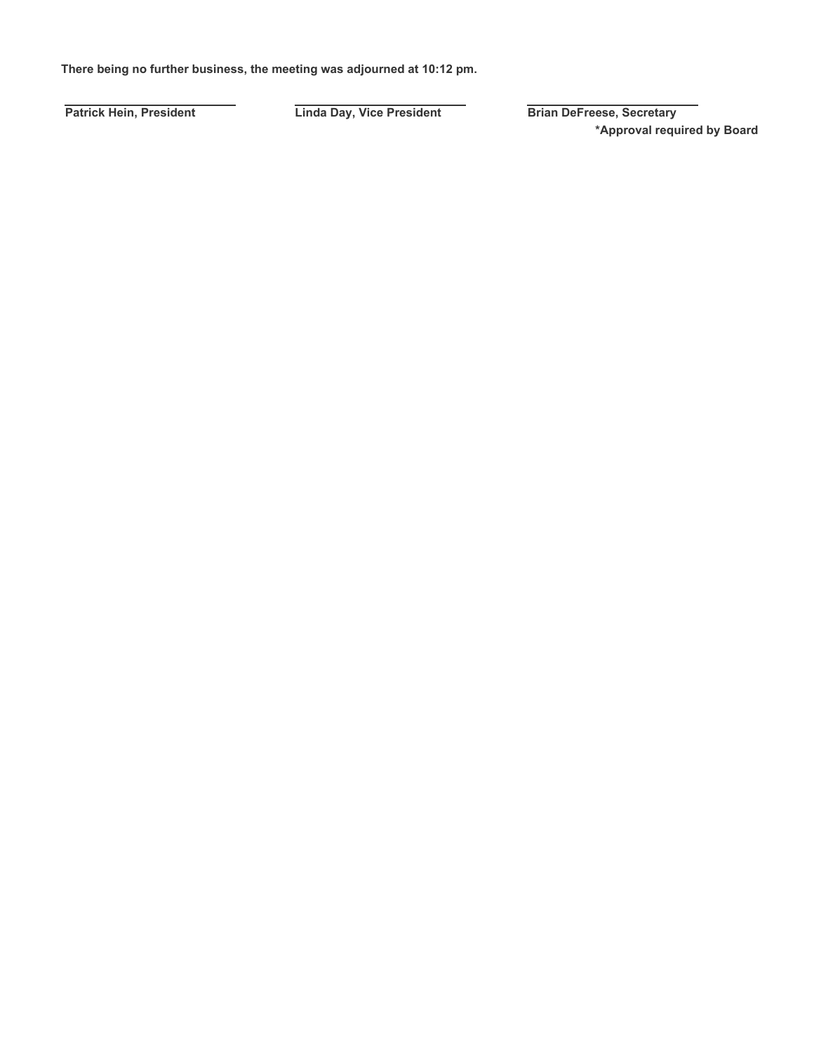**There being no further business, the meeting was adjourned at 10:12 pm.**

| | | |
|---|---|---|
| **Patrick Hein, President** | **Linda Day, Vice President** | **Brian DeFreese, Secretary** |

**\*Approval required by Board**